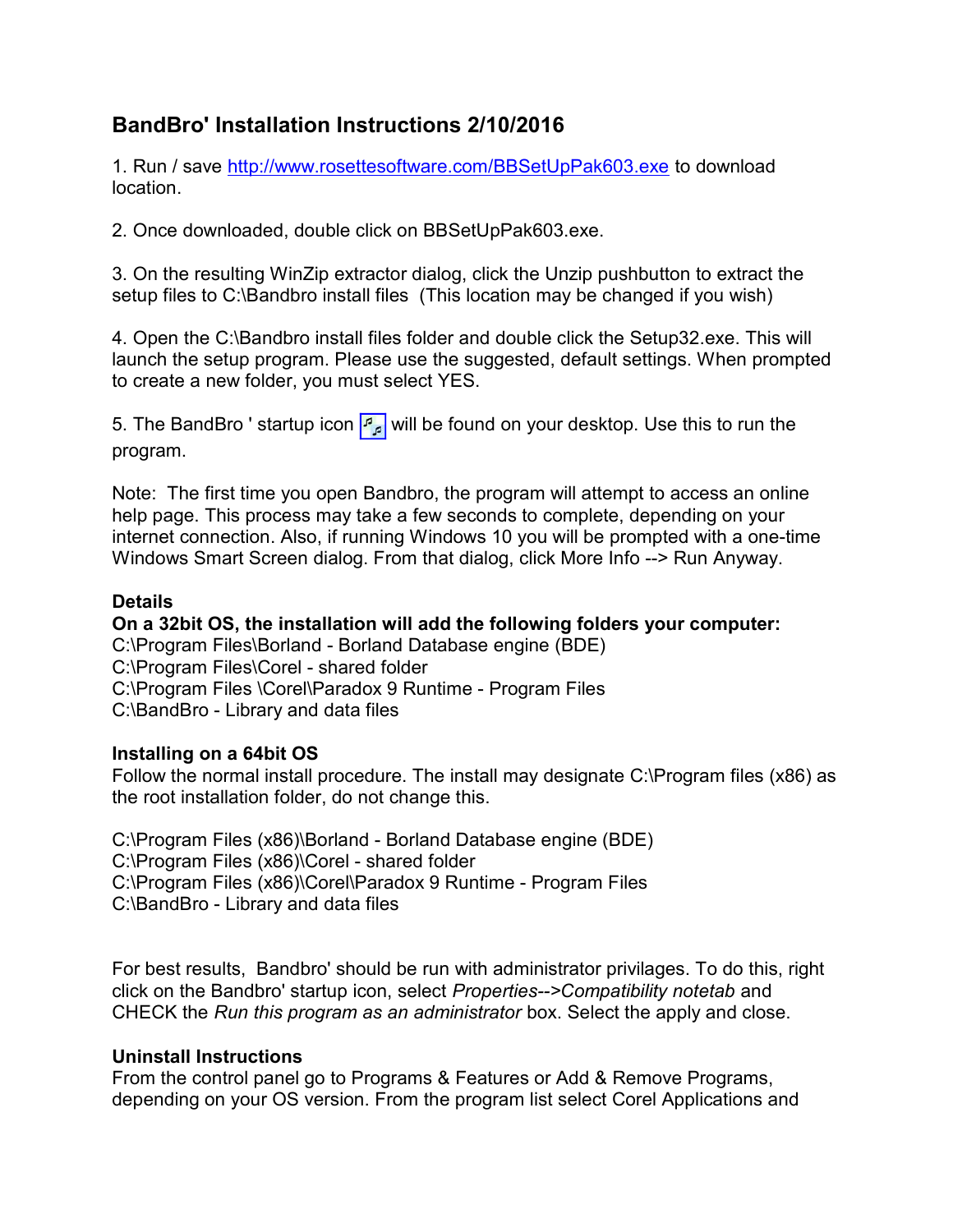# BandBro' Installation Instructions 2/10/2016

1. Run / save [http://www.rosettesoftware.com/BBSetUpPak603.exe](http://www.rosettesoftware.com/BBSetUpPak603.exe) to download location.

2. Once downloaded, double click on BBSetUpPak603.exe.

3. On the resulting WinZip extractor dialog, click the Unzip pushbutton to extract the setup files to C:\Bandbro install files (This location may be changed if you wish)

4. Open the C:\Bandbro install files folder and double click the Setup32.exe. This will launch the setup program. Please use the suggested, default settings. When prompted to create a new folder, you must select YES.

5. The BandBro ' startup icon will be found on your desktop. Use this to run the program.

Note: The first time you open Bandbro, the program will attempt to access an online help page. This process may take a few seconds to complete, depending on your internet connection. Also, if running Windows 10 you will be prompted with a one-time Windows Smart Screen dialog. From that dialog, click More Info --> Run Anyway.

**Details**

**On a 32bit OS, the installation will add the following folders your computer:**

C:\Program Files\Borland - Borland Database engine (BDE)
C:\Program Files\Corel - shared folder
C:\Program Files \Corel\Paradox 9 Runtime - Program Files
C:\BandBro - Library and data files

**Installing on a 64bit OS**

Follow the normal install procedure. The install may designate C:\Program files (x86) as the root installation folder, do not change this.

C:\Program Files (x86)\Borland - Borland Database engine (BDE)
C:\Program Files (x86)\Corel - shared folder
C:\Program Files (x86)\Corel\Paradox 9 Runtime - Program Files
C:\BandBro - Library and data files

For best results, Bandbro' should be run with administrator privilages. To do this, right click on the Bandbro' startup icon, select *Properties-->Compatibility notetab* and CHECK the *Run this program as an administrator* box. Select the apply and close.

**Uninstall Instructions**

From the control panel go to Programs & Features or Add & Remove Programs, depending on your OS version. From the program list select Corel Applications and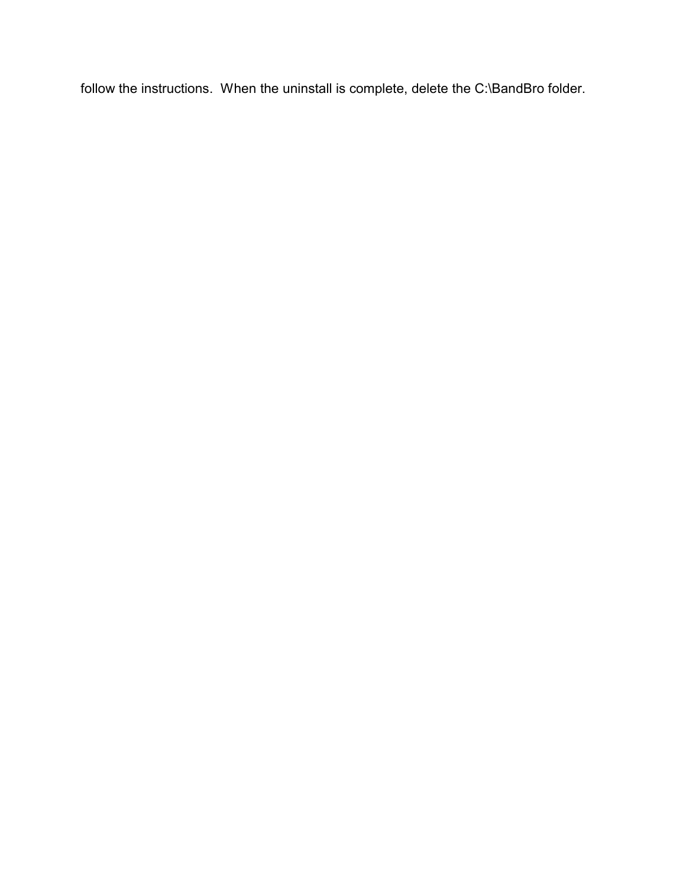follow the instructions.  When the uninstall is complete, delete the C:\BandBro folder.